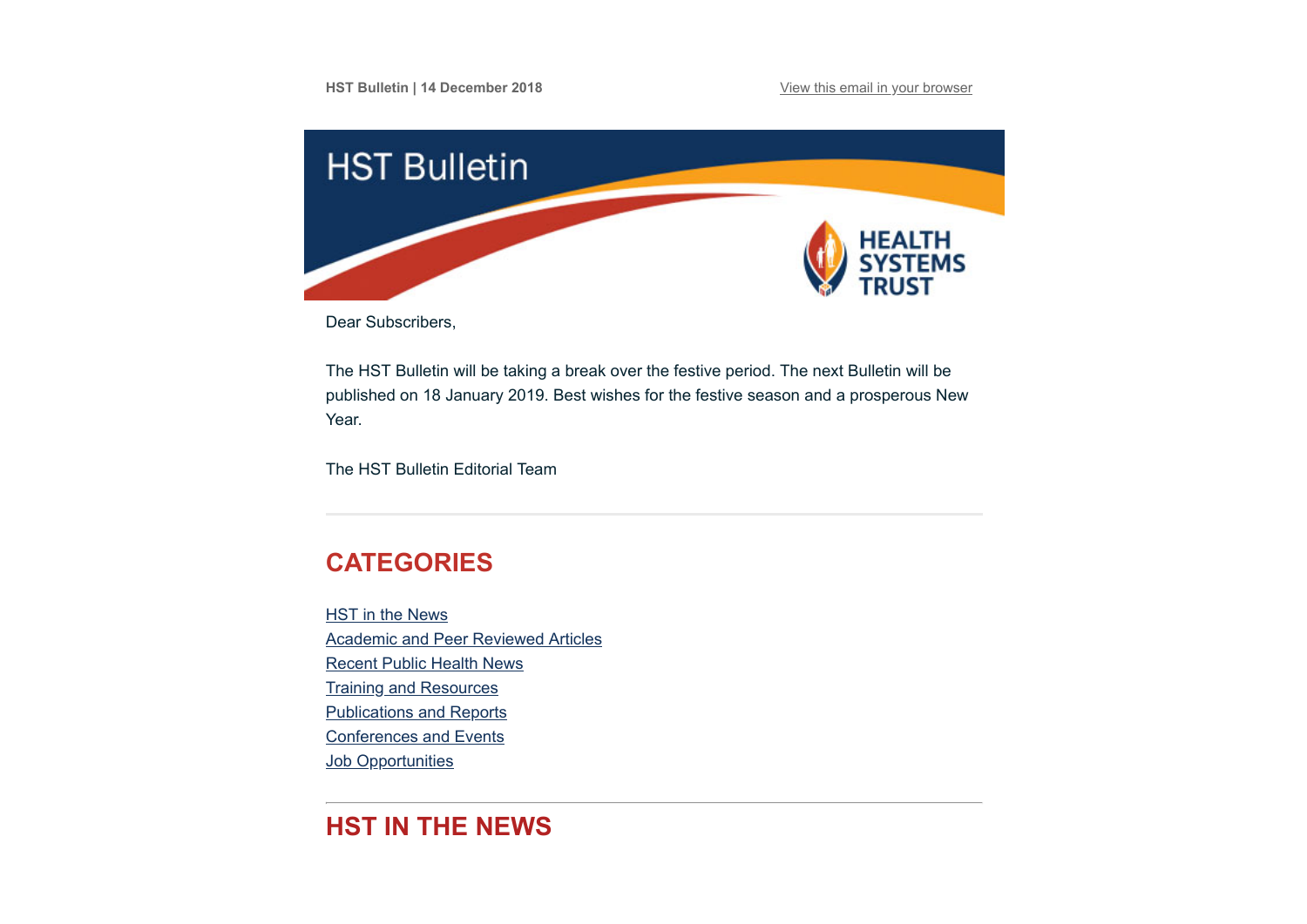HST Bulletin | 14 December 2018

View this email in your browser

# HST Bulletin

HEALTH SYSTEMS TRUST

Dear Subscribers,

The HST Bulletin will be taking a break over the festive period. The next Bulletin will be published on 18 January 2019. Best wishes for the festive season and a prosperous New Year.

The HST Bulletin Editorial Team

## CATEGORIES

- HST in the News
- Academic and Peer Reviewed Articles
- Recent Public Health News
- Training and Resources
- Publications and Reports
- Conferences and Events
- Job Opportunities

## HST IN THE NEWS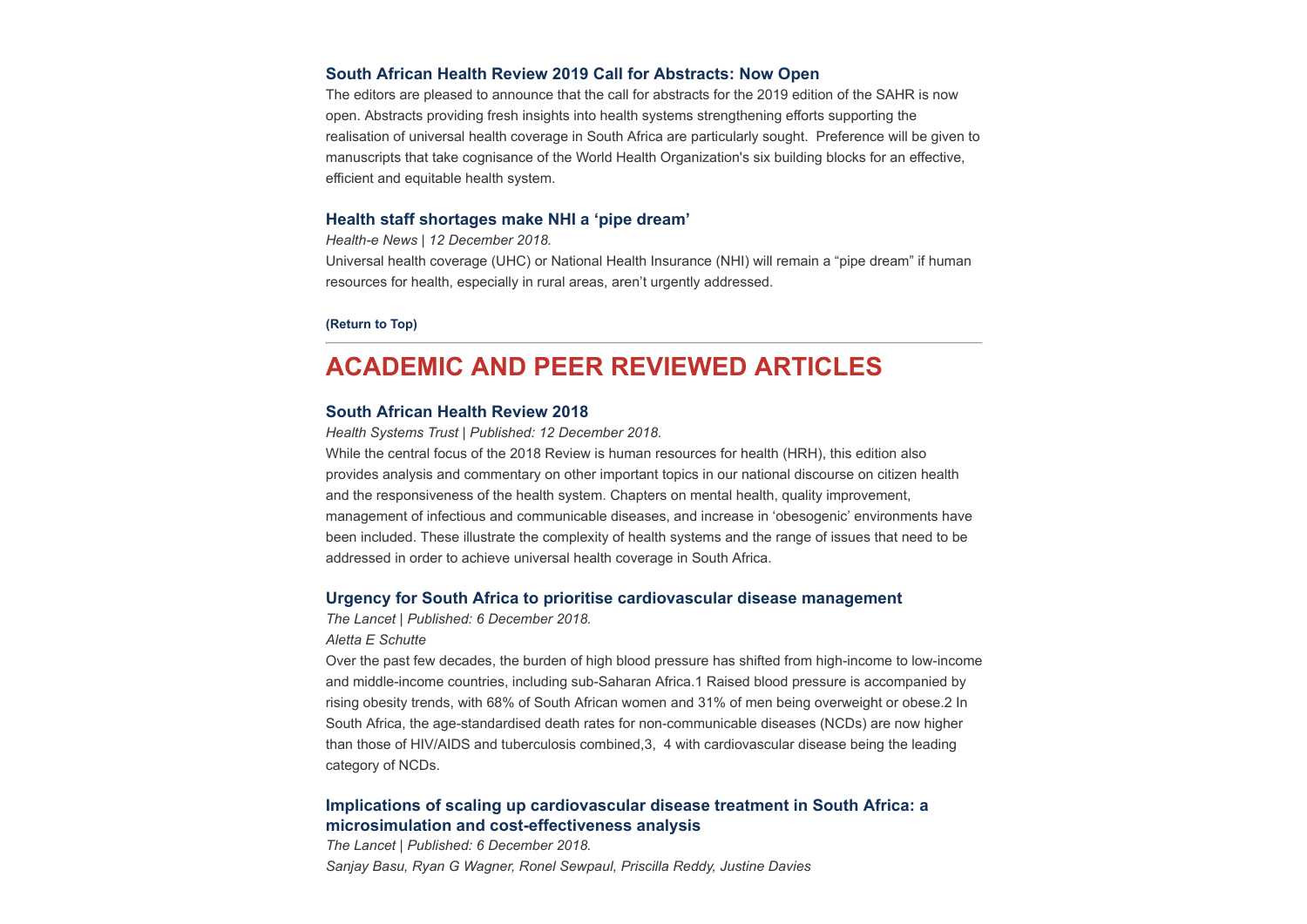### South African Health Review 2019 Call for Abstracts: Now Open

The editors are pleased to announce that the call for abstracts for the 2019 edition of the SAHR is now open. Abstracts providing fresh insights into health systems strengthening efforts supporting the realisation of universal health coverage in South Africa are particularly sought. Preference will be given to manuscripts that take cognisance of the World Health Organization's six building blocks for an effective, efficient and equitable health system.

### Health staff shortages make NHI a 'pipe dream'

*Health-e News | 12 December 2018.*

Universal health coverage (UHC) or National Health Insurance (NHI) will remain a "pipe dream" if human resources for health, especially in rural areas, aren't urgently addressed.

**(Return to Top)**

---

## ACADEMIC AND PEER REVIEWED ARTICLES

### South African Health Review 2018

*Health Systems Trust | Published: 12 December 2018.*

While the central focus of the 2018 Review is human resources for health (HRH), this edition also provides analysis and commentary on other important topics in our national discourse on citizen health and the responsiveness of the health system. Chapters on mental health, quality improvement, management of infectious and communicable diseases, and increase in 'obesogenic' environments have been included. These illustrate the complexity of health systems and the range of issues that need to be addressed in order to achieve universal health coverage in South Africa.

### Urgency for South Africa to prioritise cardiovascular disease management

*The Lancet | Published: 6 December 2018.*

*Aletta E Schutte*

Over the past few decades, the burden of high blood pressure has shifted from high-income to low-income and middle-income countries, including sub-Saharan Africa.[1] Raised blood pressure is accompanied by rising obesity trends, with 68% of South African women and 31% of men being overweight or obese.[2] In South Africa, the age-standardised death rates for non-communicable diseases (NCDs) are now higher than those of HIV/AIDS and tuberculosis combined,[3, 4] with cardiovascular disease being the leading category of NCDs.

### Implications of scaling up cardiovascular disease treatment in South Africa: a microsimulation and cost-effectiveness analysis

*The Lancet | Published: 6 December 2018.*

*Sanjay Basu, Ryan G Wagner, Ronel Sewpaul, Priscilla Reddy, Justine Davies*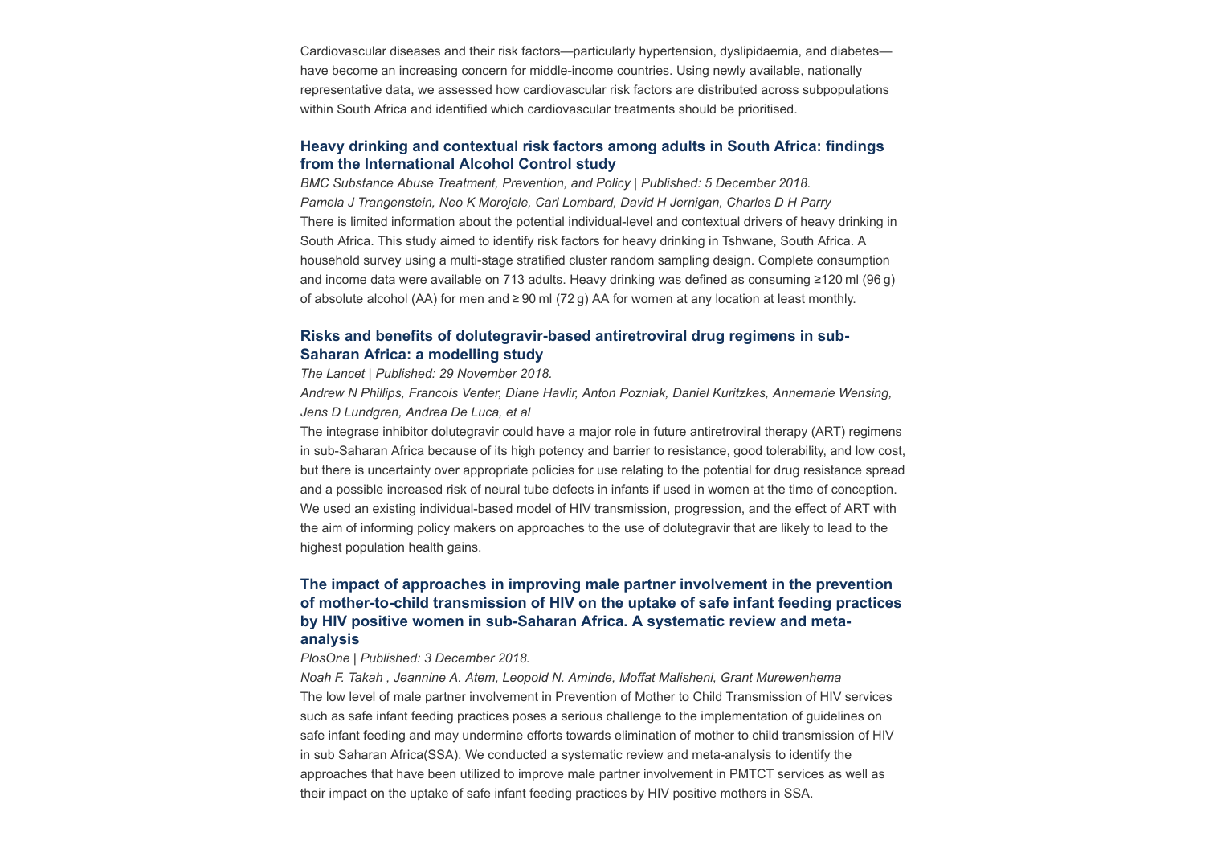Cardiovascular diseases and their risk factors—particularly hypertension, dyslipidaemia, and diabetes—have become an increasing concern for middle-income countries. Using newly available, nationally representative data, we assessed how cardiovascular risk factors are distributed across subpopulations within South Africa and identified which cardiovascular treatments should be prioritised.

### Heavy drinking and contextual risk factors among adults in South Africa: findings from the International Alcohol Control study

*BMC Substance Abuse Treatment, Prevention, and Policy | Published: 5 December 2018.*

*Pamela J Trangenstein, Neo K Morojele, Carl Lombard, David H Jernigan, Charles D H Parry*

There is limited information about the potential individual-level and contextual drivers of heavy drinking in South Africa. This study aimed to identify risk factors for heavy drinking in Tshwane, South Africa. A household survey using a multi-stage stratified cluster random sampling design. Complete consumption and income data were available on 713 adults. Heavy drinking was defined as consuming ≥120 ml (96 g) of absolute alcohol (AA) for men and ≥ 90 ml (72 g) AA for women at any location at least monthly.

### Risks and benefits of dolutegravir-based antiretroviral drug regimens in sub-Saharan Africa: a modelling study

*The Lancet | Published: 29 November 2018.*

*Andrew N Phillips, Francois Venter, Diane Havlir, Anton Pozniak, Daniel Kuritzkes, Annemarie Wensing, Jens D Lundgren, Andrea De Luca, et al*

The integrase inhibitor dolutegravir could have a major role in future antiretroviral therapy (ART) regimens in sub-Saharan Africa because of its high potency and barrier to resistance, good tolerability, and low cost, but there is uncertainty over appropriate policies for use relating to the potential for drug resistance spread and a possible increased risk of neural tube defects in infants if used in women at the time of conception. We used an existing individual-based model of HIV transmission, progression, and the effect of ART with the aim of informing policy makers on approaches to the use of dolutegravir that are likely to lead to the highest population health gains.

### The impact of approaches in improving male partner involvement in the prevention of mother-to-child transmission of HIV on the uptake of safe infant feeding practices by HIV positive women in sub-Saharan Africa. A systematic review and meta-analysis

*PlosOne | Published: 3 December 2018.*

*Noah F. Takah , Jeannine A. Atem, Leopold N. Aminde, Moffat Malisheni, Grant Murewenhema*

The low level of male partner involvement in Prevention of Mother to Child Transmission of HIV services such as safe infant feeding practices poses a serious challenge to the implementation of guidelines on safe infant feeding and may undermine efforts towards elimination of mother to child transmission of HIV in sub Saharan Africa(SSA). We conducted a systematic review and meta-analysis to identify the approaches that have been utilized to improve male partner involvement in PMTCT services as well as their impact on the uptake of safe infant feeding practices by HIV positive mothers in SSA.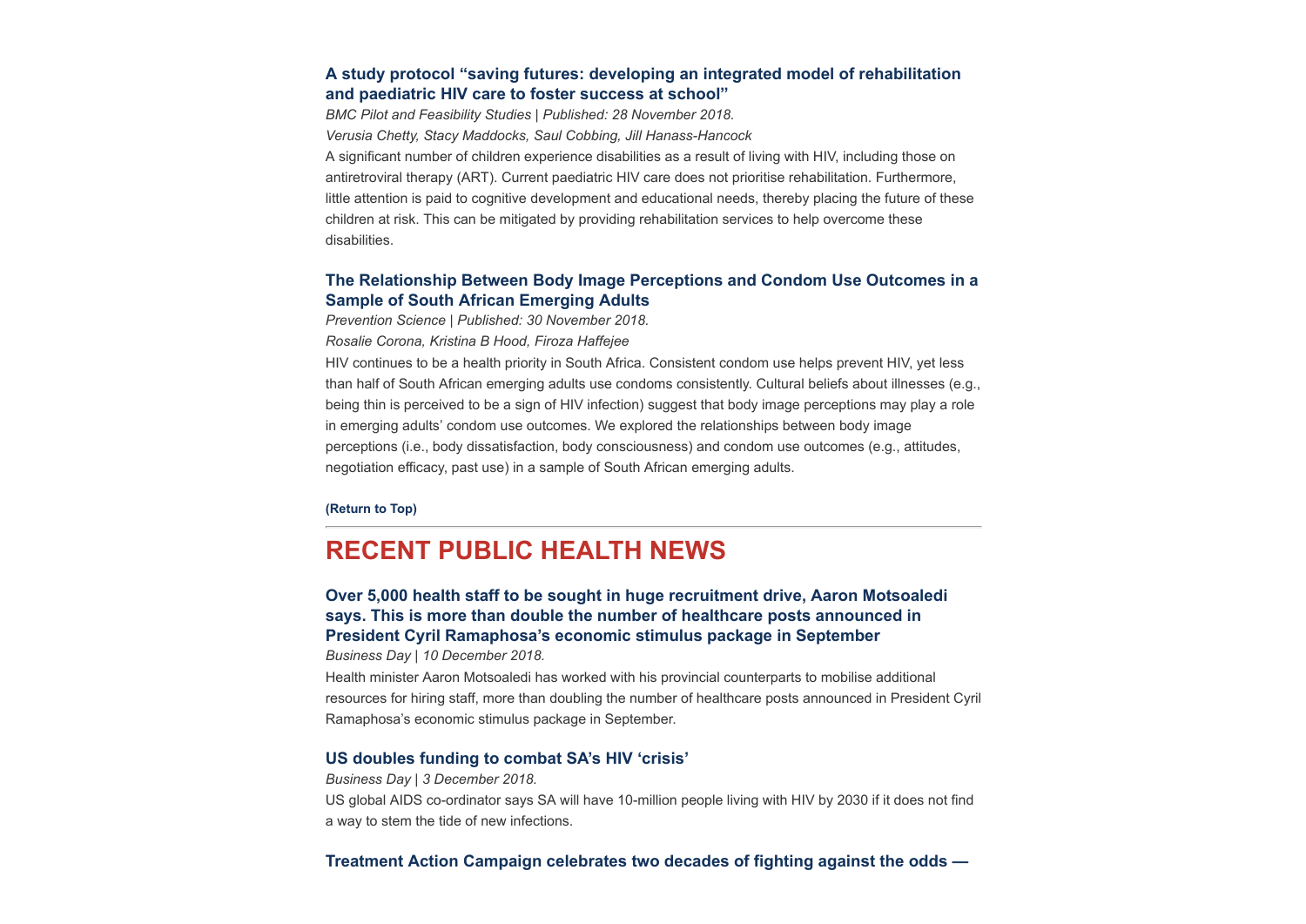### A study protocol "saving futures: developing an integrated model of rehabilitation and paediatric HIV care to foster success at school"

*BMC Pilot and Feasibility Studies | Published: 28 November 2018.*

*Verusia Chetty, Stacy Maddocks, Saul Cobbing, Jill Hanass-Hancock*

A significant number of children experience disabilities as a result of living with HIV, including those on antiretroviral therapy (ART). Current paediatric HIV care does not prioritise rehabilitation. Furthermore, little attention is paid to cognitive development and educational needs, thereby placing the future of these children at risk. This can be mitigated by providing rehabilitation services to help overcome these disabilities.

### The Relationship Between Body Image Perceptions and Condom Use Outcomes in a Sample of South African Emerging Adults

*Prevention Science | Published: 30 November 2018.*

*Rosalie Corona, Kristina B Hood, Firoza Haffejee*

HIV continues to be a health priority in South Africa. Consistent condom use helps prevent HIV, yet less than half of South African emerging adults use condoms consistently. Cultural beliefs about illnesses (e.g., being thin is perceived to be a sign of HIV infection) suggest that body image perceptions may play a role in emerging adults' condom use outcomes. We explored the relationships between body image perceptions (i.e., body dissatisfaction, body consciousness) and condom use outcomes (e.g., attitudes, negotiation efficacy, past use) in a sample of South African emerging adults.

**(Return to Top)**

---

## RECENT PUBLIC HEALTH NEWS

### Over 5,000 health staff to be sought in huge recruitment drive, Aaron Motsoaledi says. This is more than double the number of healthcare posts announced in President Cyril Ramaphosa's economic stimulus package in September

*Business Day | 10 December 2018.*

Health minister Aaron Motsoaledi has worked with his provincial counterparts to mobilise additional resources for hiring staff, more than doubling the number of healthcare posts announced in President Cyril Ramaphosa's economic stimulus package in September.

### US doubles funding to combat SA's HIV 'crisis'

*Business Day | 3 December 2018.*

US global AIDS co-ordinator says SA will have 10-million people living with HIV by 2030 if it does not find a way to stem the tide of new infections.

### Treatment Action Campaign celebrates two decades of fighting against the odds —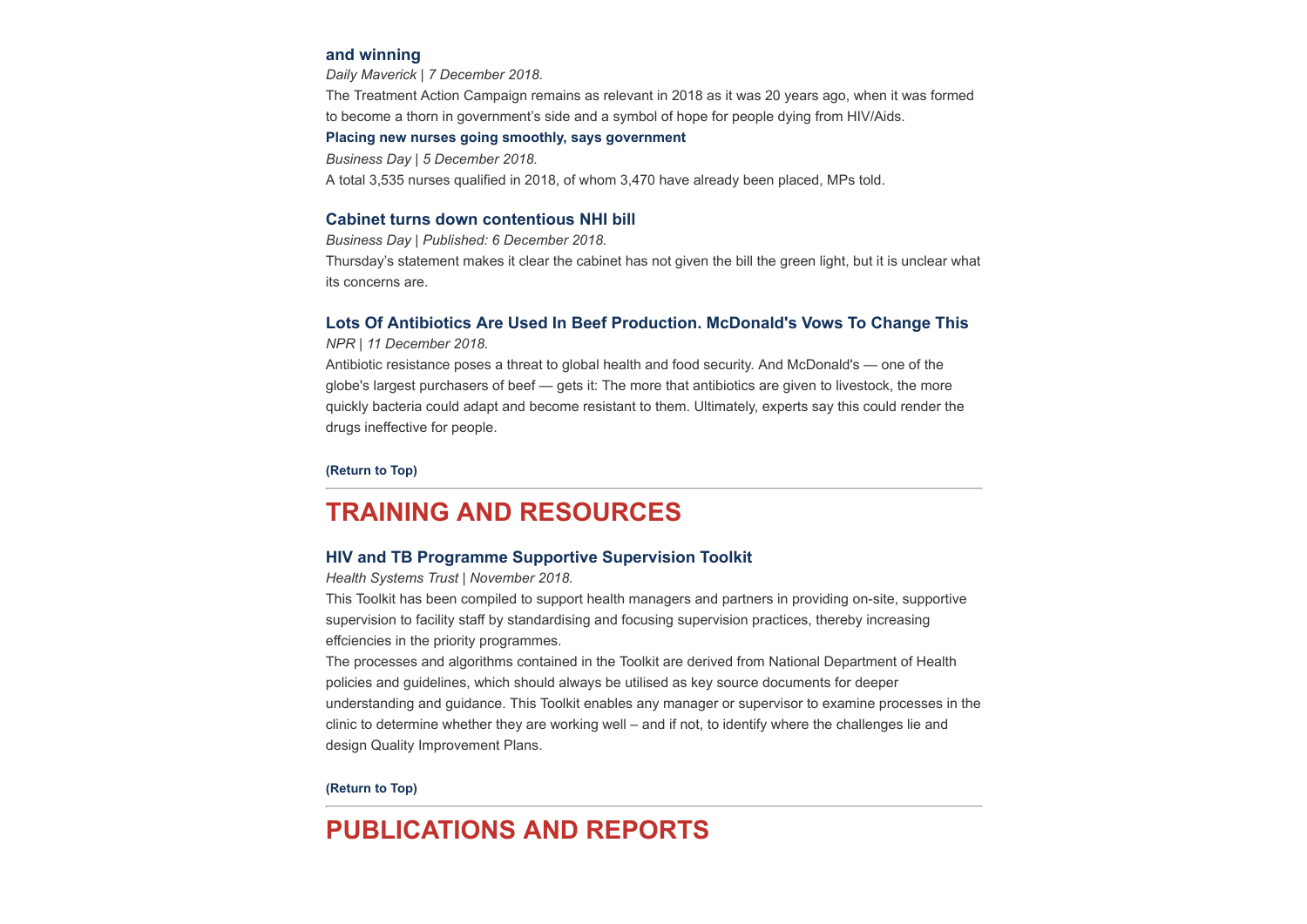### and winning

*Daily Maverick | 7 December 2018.*

The Treatment Action Campaign remains as relevant in 2018 as it was 20 years ago, when it was formed to become a thorn in government's side and a symbol of hope for people dying from HIV/Aids.

**Placing new nurses going smoothly, says government**

*Business Day | 5 December 2018.*

A total 3,535 nurses qualified in 2018, of whom 3,470 have already been placed, MPs told.

### Cabinet turns down contentious NHI bill

*Business Day | Published: 6 December 2018.*

Thursday's statement makes it clear the cabinet has not given the bill the green light, but it is unclear what its concerns are.

### Lots Of Antibiotics Are Used In Beef Production. McDonald's Vows To Change This

*NPR | 11 December 2018.*

Antibiotic resistance poses a threat to global health and food security. And McDonald's — one of the globe's largest purchasers of beef — gets it: The more that antibiotics are given to livestock, the more quickly bacteria could adapt and become resistant to them. Ultimately, experts say this could render the drugs ineffective for people.

**(Return to Top)**

---

## TRAINING AND RESOURCES

### HIV and TB Programme Supportive Supervision Toolkit

*Health Systems Trust | November 2018.*

This Toolkit has been compiled to support health managers and partners in providing on-site, supportive supervision to facility staff by standardising and focusing supervision practices, thereby increasing effciencies in the priority programmes.

The processes and algorithms contained in the Toolkit are derived from National Department of Health policies and guidelines, which should always be utilised as key source documents for deeper understanding and guidance. This Toolkit enables any manager or supervisor to examine processes in the clinic to determine whether they are working well – and if not, to identify where the challenges lie and design Quality Improvement Plans.

**(Return to Top)**

---

## PUBLICATIONS AND REPORTS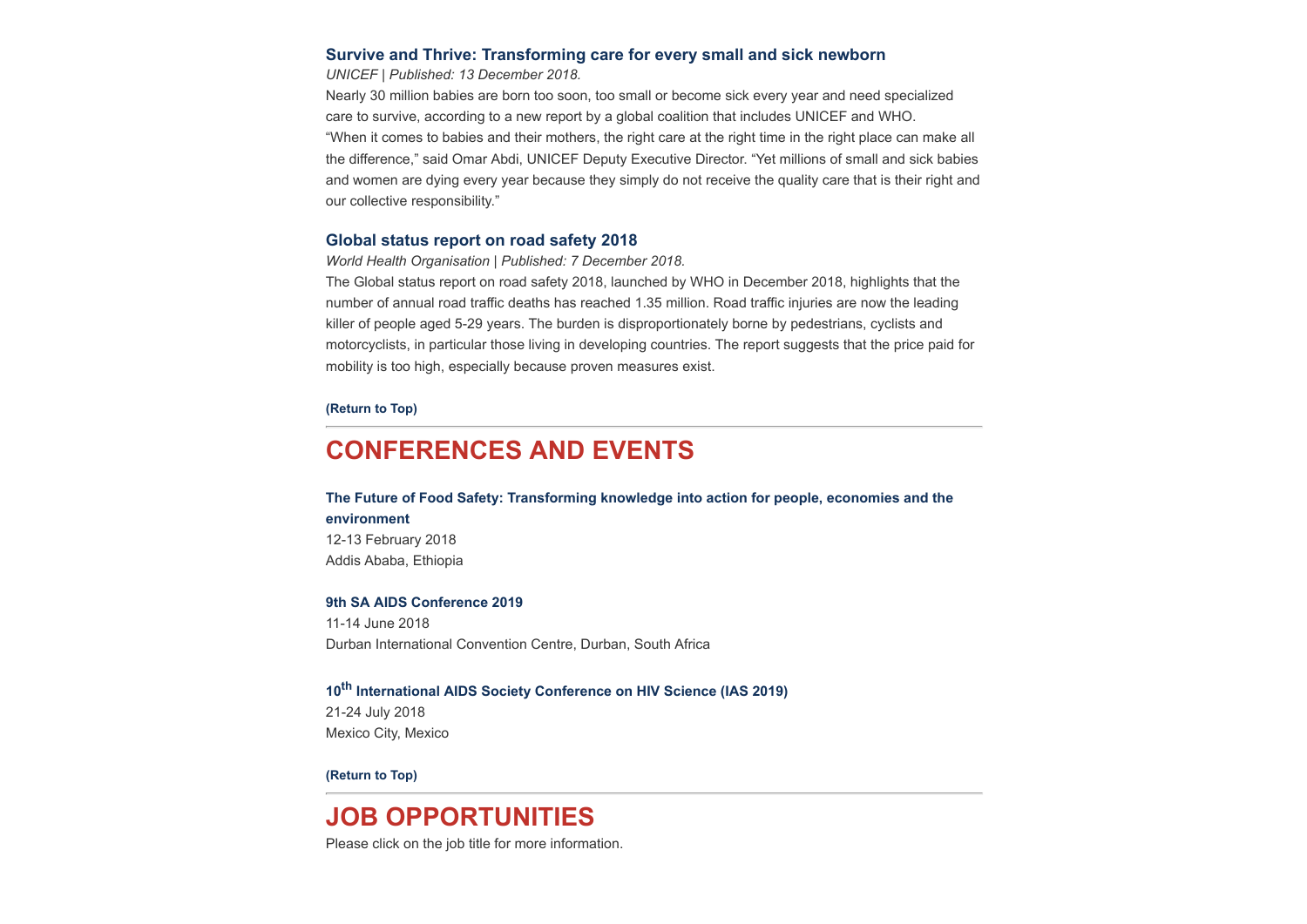### Survive and Thrive: Transforming care for every small and sick newborn

*UNICEF | Published: 13 December 2018.*

Nearly 30 million babies are born too soon, too small or become sick every year and need specialized care to survive, according to a new report by a global coalition that includes UNICEF and WHO.
“When it comes to babies and their mothers, the right care at the right time in the right place can make all the difference,” said Omar Abdi, UNICEF Deputy Executive Director. “Yet millions of small and sick babies and women are dying every year because they simply do not receive the quality care that is their right and our collective responsibility.”

### Global status report on road safety 2018

*World Health Organisation | Published: 7 December 2018.*

The Global status report on road safety 2018, launched by WHO in December 2018, highlights that the number of annual road traffic deaths has reached 1.35 million. Road traffic injuries are now the leading killer of people aged 5-29 years. The burden is disproportionately borne by pedestrians, cyclists and motorcyclists, in particular those living in developing countries. The report suggests that the price paid for mobility is too high, especially because proven measures exist.

**(Return to Top)**

---

## CONFERENCES AND EVENTS

**The Future of Food Safety: Transforming knowledge into action for people, economies and the environment**
12-13 February 2018
Addis Ababa, Ethiopia

**9th SA AIDS Conference 2019**
11-14 June 2018
Durban International Convention Centre, Durban, South Africa

**10th International AIDS Society Conference on HIV Science (IAS 2019)**
21-24 July 2018
Mexico City, Mexico

**(Return to Top)**

---

## JOB OPPORTUNITIES

Please click on the job title for more information.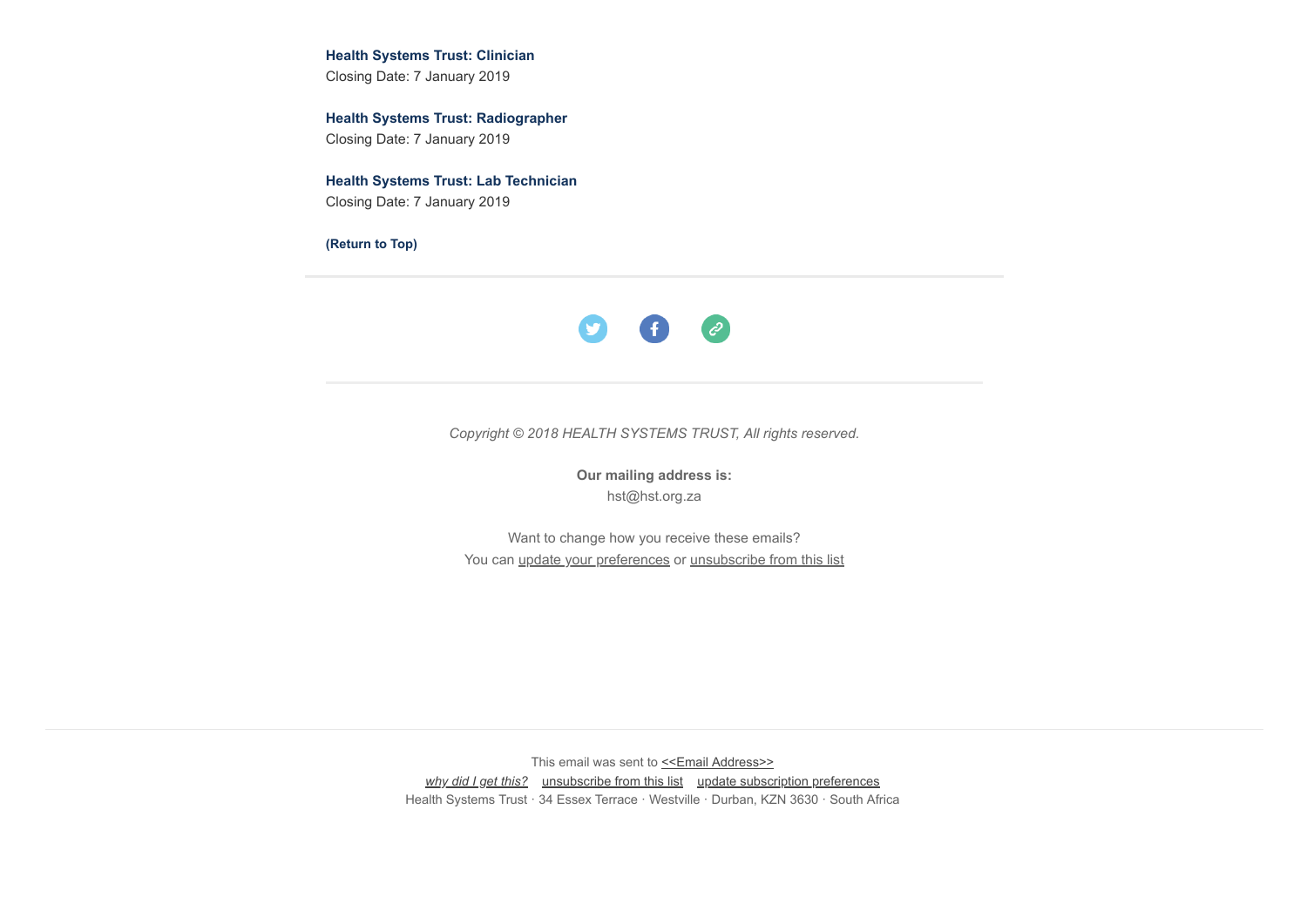**Health Systems Trust: Clinician**
Closing Date: 7 January 2019

**Health Systems Trust: Radiographer**
Closing Date: 7 January 2019

**Health Systems Trust: Lab Technician**
Closing Date: 7 January 2019

**(Return to Top)**

---

*Copyright © 2018 HEALTH SYSTEMS TRUST, All rights reserved.*

**Our mailing address is:**
hst@hst.org.za

Want to change how you receive these emails?
You can update your preferences or unsubscribe from this list

---

This email was sent to <<Email Address>>
*why did I get this?* unsubscribe from this list update subscription preferences
Health Systems Trust · 34 Essex Terrace · Westville · Durban, KZN 3630 · South Africa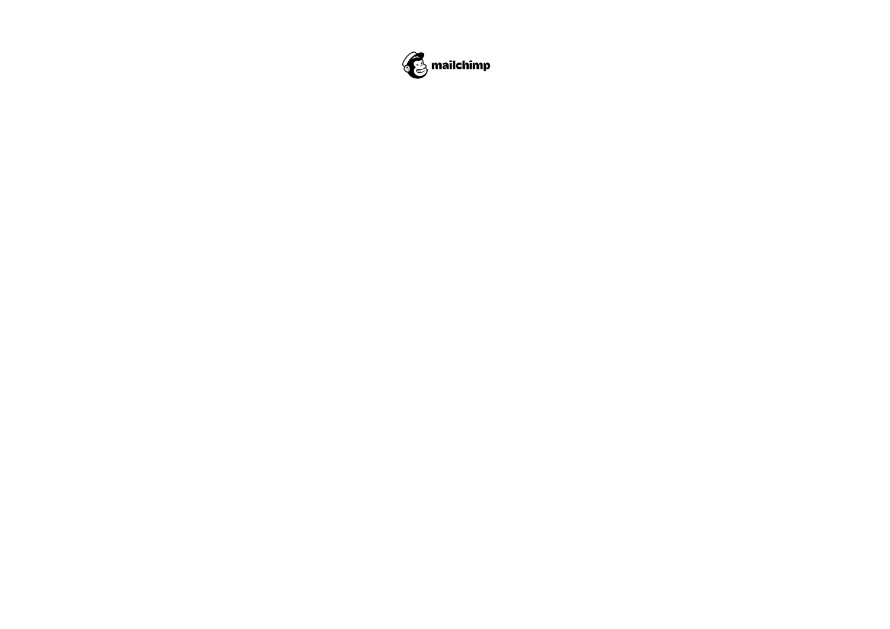mailchimp